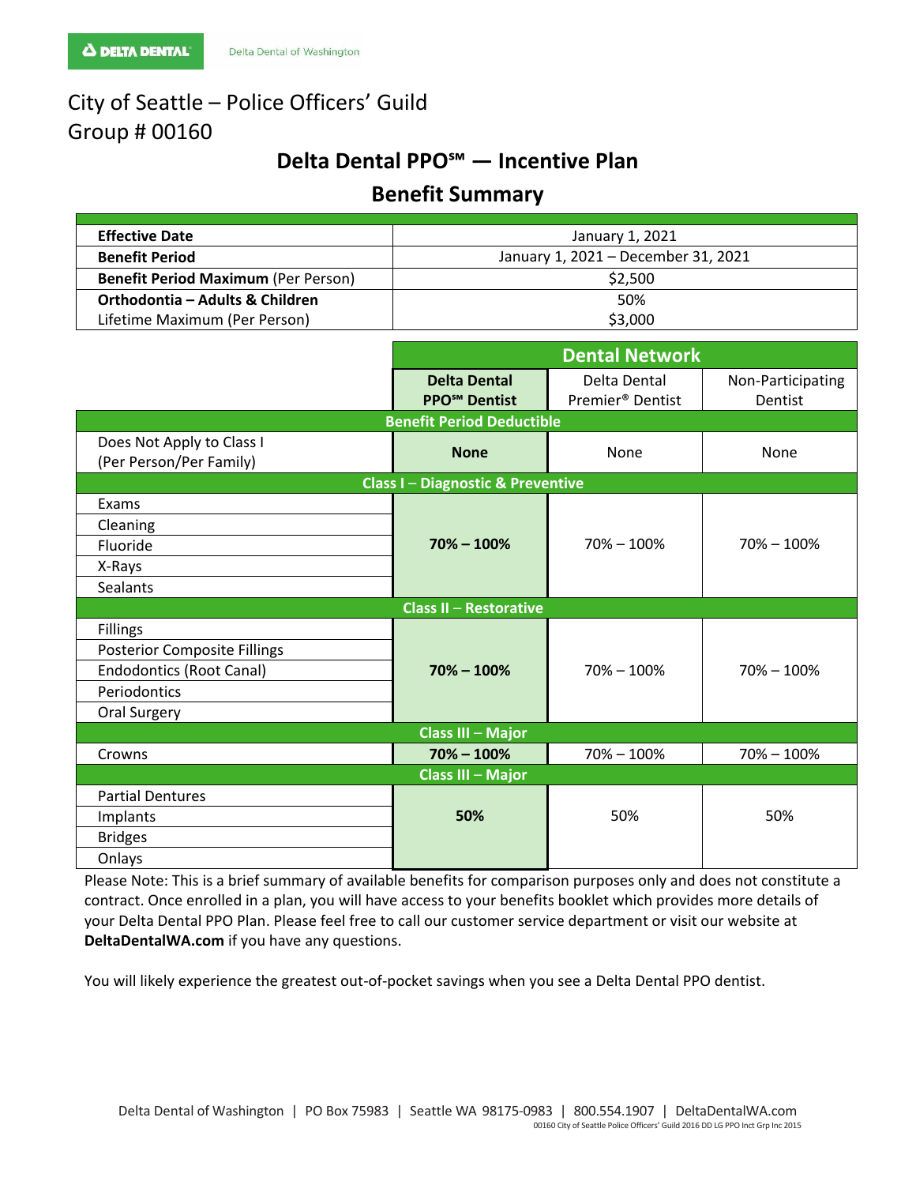Delta Dental of Washington

# City of Seattle – Police Officers' Guild
# Group # 00160

## Delta Dental PPO℠ — Incentive Plan

## Benefit Summary

| | |
|---|---|
| **Effective Date** | January 1, 2021 |
| **Benefit Period** | January 1, 2021 – December 31, 2021 |
| **Benefit Period Maximum** (Per Person) | $2,500 |
| **Orthodontia – Adults & Children**<br>Lifetime Maximum (Per Person) | 50%<br>$3,000 |

| | Dental Network | | |
|---|---|---|---|
| | **Delta Dental PPO℠ Dentist** | Delta Dental Premier® Dentist | Non-Participating Dentist |
| **Benefit Period Deductible** | | | |
| Does Not Apply to Class I (Per Person/Per Family) | **None** | None | None |
| **Class I – Diagnostic & Preventive** | | | |
| Exams<br>Cleaning<br>Fluoride<br>X-Rays<br>Sealants | **70% – 100%** | 70% – 100% | 70% – 100% |
| **Class II – Restorative** | | | |
| Fillings<br>Posterior Composite Fillings<br>Endodontics (Root Canal)<br>Periodontics<br>Oral Surgery | **70% – 100%** | 70% – 100% | 70% – 100% |
| **Class III – Major** | | | |
| Crowns | **70% – 100%** | 70% – 100% | 70% – 100% |
| **Class III – Major** | | | |
| Partial Dentures<br>Implants<br>Bridges<br>Onlays | **50%** | 50% | 50% |

Please Note: This is a brief summary of available benefits for comparison purposes only and does not constitute a contract. Once enrolled in a plan, you will have access to your benefits booklet which provides more details of your Delta Dental PPO Plan. Please feel free to call our customer service department or visit our website at **DeltaDentalWA.com** if you have any questions.

You will likely experience the greatest out-of-pocket savings when you see a Delta Dental PPO dentist.

Delta Dental of Washington | PO Box 75983 | Seattle WA 98175-0983 | 800.554.1907 | DeltaDentalWA.com

00160 City of Seattle Police Officers' Guild 2016 DD LG PPO Inct Grp Inc 2015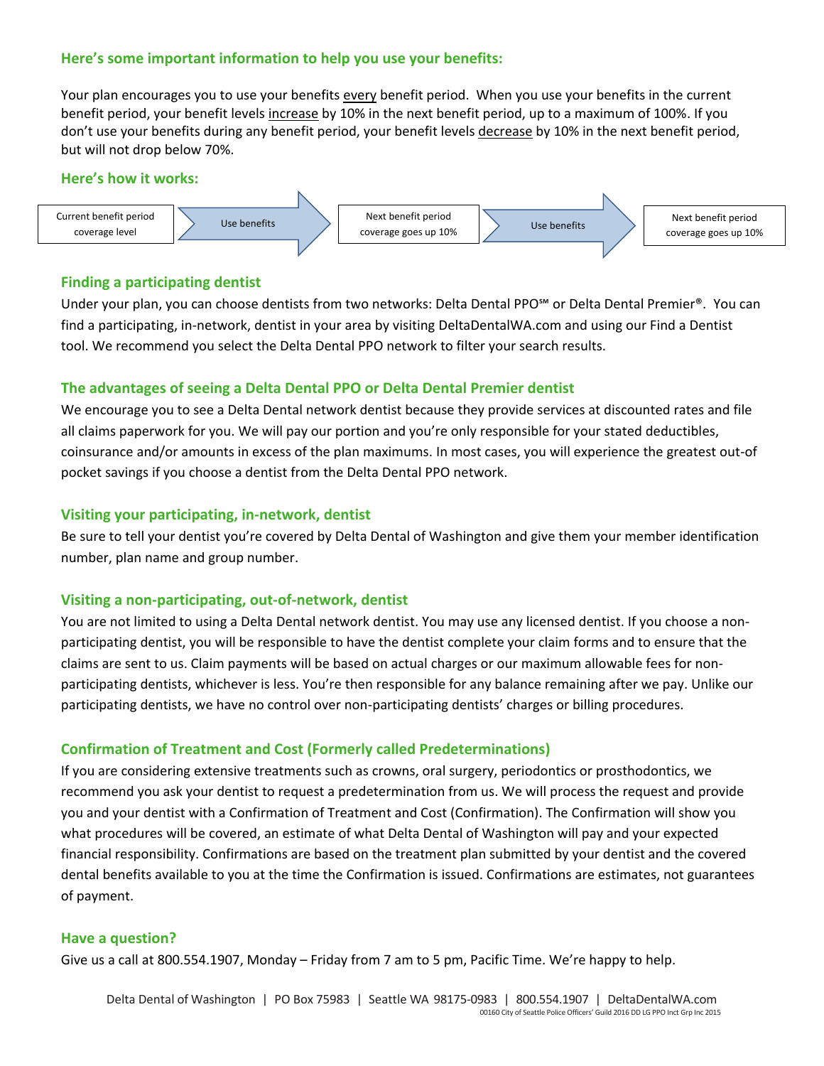## Here's some important information to help you use your benefits:

Your plan encourages you to use your benefits every benefit period. When you use your benefits in the current benefit period, your benefit levels increase by 10% in the next benefit period, up to a maximum of 100%. If you don't use your benefits during any benefit period, your benefit levels decrease by 10% in the next benefit period, but will not drop below 70%.

## Here's how it works:

Current benefit period coverage level → Use benefits → Next benefit period coverage goes up 10% → Use benefits → Next benefit period coverage goes up 10%

## Finding a participating dentist

Under your plan, you can choose dentists from two networks: Delta Dental PPO℠ or Delta Dental Premier®. You can find a participating, in-network, dentist in your area by visiting DeltaDentalWA.com and using our Find a Dentist tool. We recommend you select the Delta Dental PPO network to filter your search results.

## The advantages of seeing a Delta Dental PPO or Delta Dental Premier dentist

We encourage you to see a Delta Dental network dentist because they provide services at discounted rates and file all claims paperwork for you. We will pay our portion and you're only responsible for your stated deductibles, coinsurance and/or amounts in excess of the plan maximums. In most cases, you will experience the greatest out-of pocket savings if you choose a dentist from the Delta Dental PPO network.

## Visiting your participating, in-network, dentist

Be sure to tell your dentist you're covered by Delta Dental of Washington and give them your member identification number, plan name and group number.

## Visiting a non-participating, out-of-network, dentist

You are not limited to using a Delta Dental network dentist. You may use any licensed dentist. If you choose a non-participating dentist, you will be responsible to have the dentist complete your claim forms and to ensure that the claims are sent to us. Claim payments will be based on actual charges or our maximum allowable fees for non-participating dentists, whichever is less. You're then responsible for any balance remaining after we pay. Unlike our participating dentists, we have no control over non-participating dentists' charges or billing procedures.

## Confirmation of Treatment and Cost (Formerly called Predeterminations)

If you are considering extensive treatments such as crowns, oral surgery, periodontics or prosthodontics, we recommend you ask your dentist to request a predetermination from us. We will process the request and provide you and your dentist with a Confirmation of Treatment and Cost (Confirmation). The Confirmation will show you what procedures will be covered, an estimate of what Delta Dental of Washington will pay and your expected financial responsibility. Confirmations are based on the treatment plan submitted by your dentist and the covered dental benefits available to you at the time the Confirmation is issued. Confirmations are estimates, not guarantees of payment.

## Have a question?

Give us a call at 800.554.1907, Monday – Friday from 7 am to 5 pm, Pacific Time. We're happy to help.

Delta Dental of Washington | PO Box 75983 | Seattle WA 98175-0983 | 800.554.1907 | DeltaDentalWA.com

00160 City of Seattle Police Officers' Guild 2016 DD LG PPO Inct Grp Inc 2015